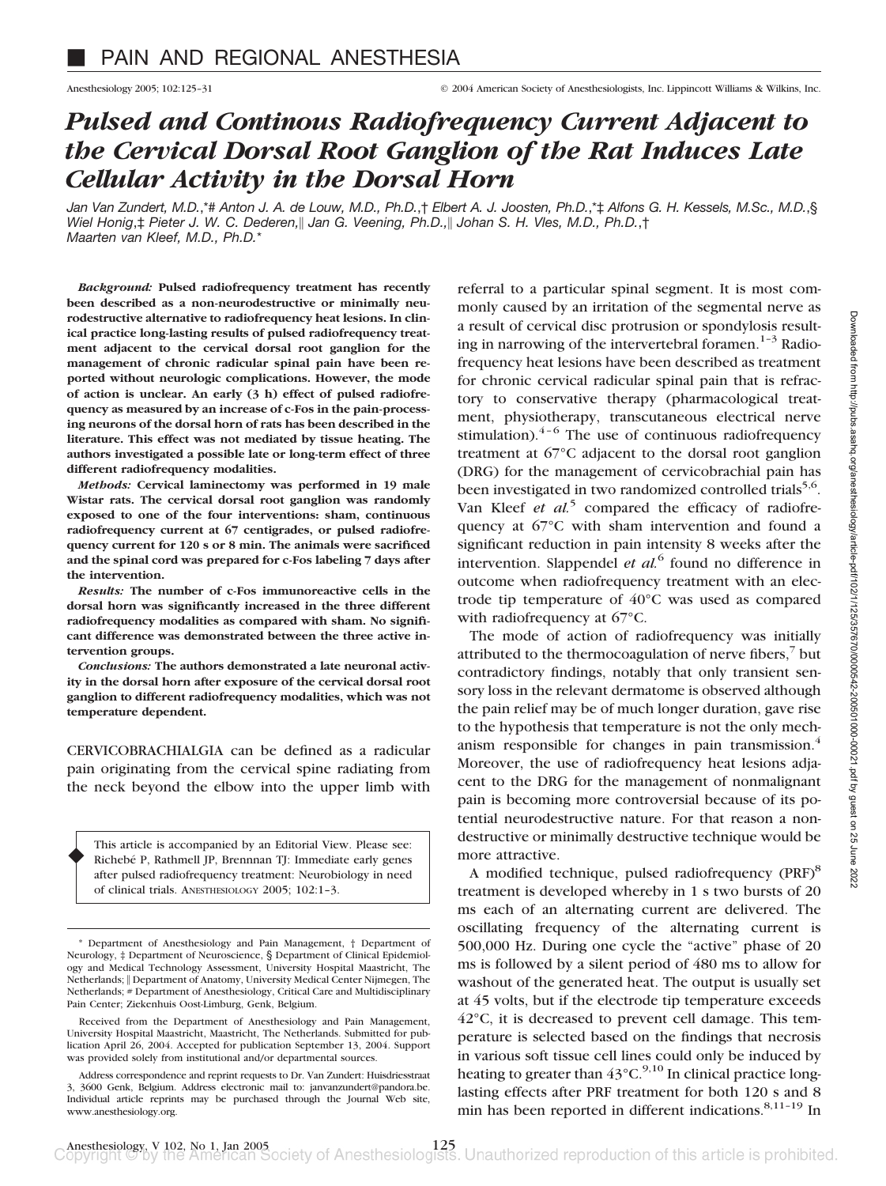# PAIN AND REGIONAL ANESTHESIA

## *Pulsed and Continous Radiofrequency Current Adjacent to the Cervical Dorsal Root Ganglion of the Rat Induces Late Cellular Activity in the Dorsal Horn*

*Jan Van Zundert, M.D.,\*# Anton J. A. de Louw, M.D., Ph.D.,† Elbert A. J. Joosten, Ph.D.,\*‡ Alfons G. H. Kessels, M.Sc., M.D.,§ Wiel Honig,‡ Pieter J. W. C. Dederen,‖ Jan G. Veening, Ph.D.,‖ Johan S. H. Vles, M.D., Ph.D.,† Maarten van Kleef, M.D., Ph.D.\**

***Background:*** **Pulsed radiofrequency treatment has recently been described as a non-neurodestructive or minimally neurodestructive alternative to radiofrequency heat lesions. In clinical practice long-lasting results of pulsed radiofrequency treatment adjacent to the cervical dorsal root ganglion for the management of chronic radicular spinal pain have been reported without neurologic complications. However, the mode of action is unclear. An early (3 h) effect of pulsed radiofrequency as measured by an increase of c-Fos in the pain-processing neurons of the dorsal horn of rats has been described in the literature. This effect was not mediated by tissue heating. The authors investigated a possible late or long-term effect of three different radiofrequency modalities.**

***Methods:*** **Cervical laminectomy was performed in 19 male Wistar rats. The cervical dorsal root ganglion was randomly exposed to one of the four interventions: sham, continuous radiofrequency current at 67 centigrades, or pulsed radiofrequency current for 120 s or 8 min. The animals were sacrificed and the spinal cord was prepared for c-Fos labeling 7 days after the intervention.**

***Results:*** **The number of c-Fos immunoreactive cells in the dorsal horn was significantly increased in the three different radiofrequency modalities as compared with sham. No significant difference was demonstrated between the three active intervention groups.**

***Conclusions:*** **The authors demonstrated a late neuronal activity in the dorsal horn after exposure of the cervical dorsal root ganglion to different radiofrequency modalities, which was not temperature dependent.**

CERVICOBRACHIALGIA can be defined as a radicular pain originating from the cervical spine radiating from the neck beyond the elbow into the upper limb with referral to a particular spinal segment. It is most commonly caused by an irritation of the segmental nerve as a result of cervical disc protrusion or spondylosis resulting in narrowing of the intervertebral foramen.[1–3] Radiofrequency heat lesions have been described as treatment for chronic cervical radicular spinal pain that is refractory to conservative therapy (pharmacological treatment, physiotherapy, transcutaneous electrical nerve stimulation).[4–6] The use of continuous radiofrequency treatment at 67°C adjacent to the dorsal root ganglion (DRG) for the management of cervicobrachial pain has been investigated in two randomized controlled trials[5,6]. Van Kleef *et al.*[5] compared the efficacy of radiofrequency at 67°C with sham intervention and found a significant reduction in pain intensity 8 weeks after the intervention. Slappendel *et al.*[6] found no difference in outcome when radiofrequency treatment with an electrode tip temperature of 40°C was used as compared with radiofrequency at 67°C.

The mode of action of radiofrequency was initially attributed to the thermocoagulation of nerve fibers,[7] but contradictory findings, notably that only transient sensory loss in the relevant dermatome is observed although the pain relief may be of much longer duration, gave rise to the hypothesis that temperature is not the only mechanism responsible for changes in pain transmission.[4] Moreover, the use of radiofrequency heat lesions adjacent to the DRG for the management of nonmalignant pain is becoming more controversial because of its potential neurodestructive nature. For that reason a nondestructive or minimally destructive technique would be more attractive.

A modified technique, pulsed radiofrequency (PRF)[8] treatment is developed whereby in 1 s two bursts of 20 ms each of an alternating current are delivered. The oscillating frequency of the alternating current is 500,000 Hz. During one cycle the "active" phase of 20 ms is followed by a silent period of 480 ms to allow for washout of the generated heat. The output is usually set at 45 volts, but if the electrode tip temperature exceeds 42°C, it is decreased to prevent cell damage. This temperature is selected based on the findings that necrosis in various soft tissue cell lines could only be induced by heating to greater than 43°C.[9,10] In clinical practice long-lasting effects after PRF treatment for both 120 s and 8 min has been reported in different indications.[8,11–19] In

This article is accompanied by an Editorial View. Please see: Richebé P, Rathmell JP, Brennnan TJ: Immediate early genes after pulsed radiofrequency treatment: Neurobiology in need of clinical trials. ANESTHESIOLOGY 2005; 102:1–3.

\* Department of Anesthesiology and Pain Management, † Department of Neurology, ‡ Department of Neuroscience, § Department of Clinical Epidemiology and Medical Technology Assessment, University Hospital Maastricht, The Netherlands; ‖ Department of Anatomy, University Medical Center Nijmegen, The Netherlands; # Department of Anesthesiology, Critical Care and Multidisciplinary Pain Center; Ziekenhuis Oost-Limburg, Genk, Belgium.

Received from the Department of Anesthesiology and Pain Management, University Hospital Maastricht, Maastricht, The Netherlands. Submitted for publication April 26, 2004. Accepted for publication September 13, 2004. Support was provided solely from institutional and/or departmental sources.

Address correspondence and reprint requests to Dr. Van Zundert: Huisdriesstraat 3, 3600 Genk, Belgium. Address electronic mail to: janvanzundert@pandora.be. Individual article reprints may be purchased through the Journal Web site, www.anesthesiology.org.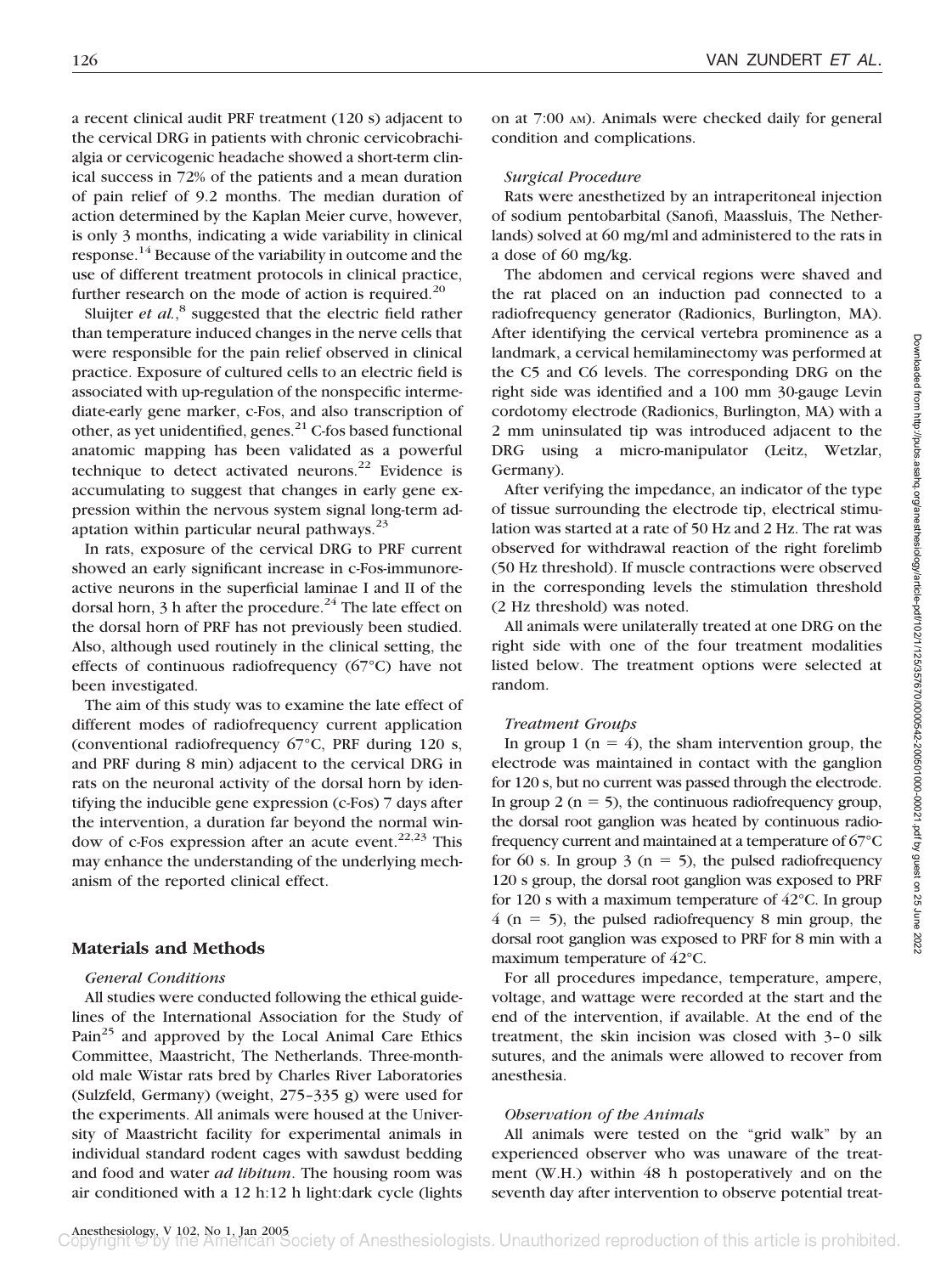a recent clinical audit PRF treatment (120 s) adjacent to the cervical DRG in patients with chronic cervicobrachialgia or cervicogenic headache showed a short-term clinical success in 72% of the patients and a mean duration of pain relief of 9.2 months. The median duration of action determined by the Kaplan Meier curve, however, is only 3 months, indicating a wide variability in clinical response.[14] Because of the variability in outcome and the use of different treatment protocols in clinical practice, further research on the mode of action is required.[20]

Sluijter *et al.*,[8] suggested that the electric field rather than temperature induced changes in the nerve cells that were responsible for the pain relief observed in clinical practice. Exposure of cultured cells to an electric field is associated with up-regulation of the nonspecific intermediate-early gene marker, c-Fos, and also transcription of other, as yet unidentified, genes.[21] C-fos based functional anatomic mapping has been validated as a powerful technique to detect activated neurons.[22] Evidence is accumulating to suggest that changes in early gene expression within the nervous system signal long-term adaptation within particular neural pathways.[23]

In rats, exposure of the cervical DRG to PRF current showed an early significant increase in c-Fos-immunoreactive neurons in the superficial laminae I and II of the dorsal horn, 3 h after the procedure.[24] The late effect on the dorsal horn of PRF has not previously been studied. Also, although used routinely in the clinical setting, the effects of continuous radiofrequency (67°C) have not been investigated.

The aim of this study was to examine the late effect of different modes of radiofrequency current application (conventional radiofrequency 67°C, PRF during 120 s, and PRF during 8 min) adjacent to the cervical DRG in rats on the neuronal activity of the dorsal horn by identifying the inducible gene expression (c-Fos) 7 days after the intervention, a duration far beyond the normal window of c-Fos expression after an acute event.[22,23] This may enhance the understanding of the underlying mechanism of the reported clinical effect.

## Materials and Methods

### General Conditions

All studies were conducted following the ethical guidelines of the International Association for the Study of Pain[25] and approved by the Local Animal Care Ethics Committee, Maastricht, The Netherlands. Three-month-old male Wistar rats bred by Charles River Laboratories (Sulzfeld, Germany) (weight, 275–335 g) were used for the experiments. All animals were housed at the University of Maastricht facility for experimental animals in individual standard rodent cages with sawdust bedding and food and water *ad libitum*. The housing room was air conditioned with a 12 h:12 h light:dark cycle (lights on at 7:00 AM). Animals were checked daily for general condition and complications.

### Surgical Procedure

Rats were anesthetized by an intraperitoneal injection of sodium pentobarbital (Sanofi, Maassluis, The Netherlands) solved at 60 mg/ml and administered to the rats in a dose of 60 mg/kg.

The abdomen and cervical regions were shaved and the rat placed on an induction pad connected to a radiofrequency generator (Radionics, Burlington, MA). After identifying the cervical vertebra prominence as a landmark, a cervical hemilaminectomy was performed at the C5 and C6 levels. The corresponding DRG on the right side was identified and a 100 mm 30-gauge Levin cordotomy electrode (Radionics, Burlington, MA) with a 2 mm uninsulated tip was introduced adjacent to the DRG using a micro-manipulator (Leitz, Wetzlar, Germany).

After verifying the impedance, an indicator of the type of tissue surrounding the electrode tip, electrical stimulation was started at a rate of 50 Hz and 2 Hz. The rat was observed for withdrawal reaction of the right forelimb (50 Hz threshold). If muscle contractions were observed in the corresponding levels the stimulation threshold (2 Hz threshold) was noted.

All animals were unilaterally treated at one DRG on the right side with one of the four treatment modalities listed below. The treatment options were selected at random.

### Treatment Groups

In group 1 ($n = 4$), the sham intervention group, the electrode was maintained in contact with the ganglion for 120 s, but no current was passed through the electrode. In group 2 ($n = 5$), the continuous radiofrequency group, the dorsal root ganglion was heated by continuous radiofrequency current and maintained at a temperature of 67°C for 60 s. In group 3 ($n = 5$), the pulsed radiofrequency 120 s group, the dorsal root ganglion was exposed to PRF for 120 s with a maximum temperature of 42°C. In group 4 ($n = 5$), the pulsed radiofrequency 8 min group, the dorsal root ganglion was exposed to PRF for 8 min with a maximum temperature of 42°C.

For all procedures impedance, temperature, ampere, voltage, and wattage were recorded at the start and the end of the intervention, if available. At the end of the treatment, the skin incision was closed with 3–0 silk sutures, and the animals were allowed to recover from anesthesia.

### Observation of the Animals

All animals were tested on the "grid walk" by an experienced observer who was unaware of the treatment (W.H.) within 48 h postoperatively and on the seventh day after intervention to observe potential treat-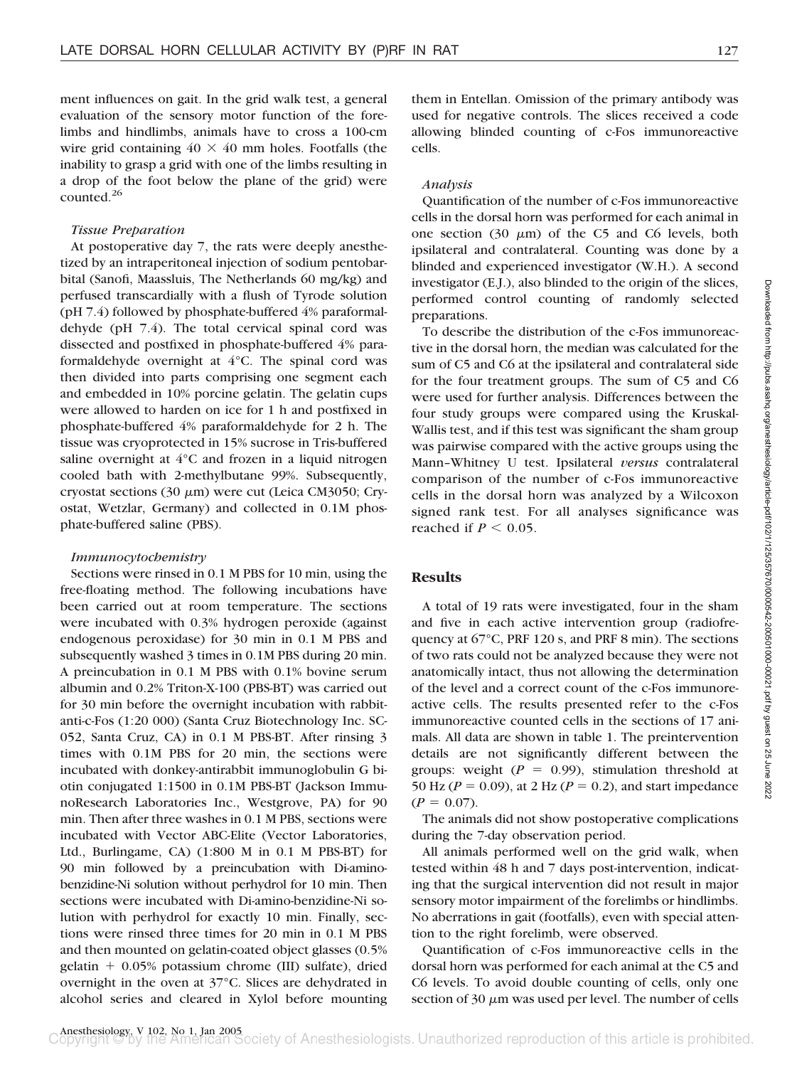ment influences on gait. In the grid walk test, a general evaluation of the sensory motor function of the forelimbs and hindlimbs, animals have to cross a 100-cm wire grid containing 40 × 40 mm holes. Footfalls (the inability to grasp a grid with one of the limbs resulting in a drop of the foot below the plane of the grid) were counted.[26]

### *Tissue Preparation*

At postoperative day 7, the rats were deeply anesthetized by an intraperitoneal injection of sodium pentobarbital (Sanofi, Maassluis, The Netherlands 60 mg/kg) and perfused transcardially with a flush of Tyrode solution (pH 7.4) followed by phosphate-buffered 4% paraformaldehyde (pH 7.4). The total cervical spinal cord was dissected and postfixed in phosphate-buffered 4% paraformaldehyde overnight at 4°C. The spinal cord was then divided into parts comprising one segment each and embedded in 10% porcine gelatin. The gelatin cups were allowed to harden on ice for 1 h and postfixed in phosphate-buffered 4% paraformaldehyde for 2 h. The tissue was cryoprotected in 15% sucrose in Tris-buffered saline overnight at 4°C and frozen in a liquid nitrogen cooled bath with 2-methylbutane 99%. Subsequently, cryostat sections (30 μm) were cut (Leica CM3050; Cryostat, Wetzlar, Germany) and collected in 0.1M phosphate-buffered saline (PBS).

### *Immunocytochemistry*

Sections were rinsed in 0.1 M PBS for 10 min, using the free-floating method. The following incubations have been carried out at room temperature. The sections were incubated with 0.3% hydrogen peroxide (against endogenous peroxidase) for 30 min in 0.1 M PBS and subsequently washed 3 times in 0.1M PBS during 20 min. A preincubation in 0.1 M PBS with 0.1% bovine serum albumin and 0.2% Triton-X-100 (PBS-BT) was carried out for 30 min before the overnight incubation with rabbit-anti-c-Fos (1:20 000) (Santa Cruz Biotechnology Inc. SC-052, Santa Cruz, CA) in 0.1 M PBS-BT. After rinsing 3 times with 0.1M PBS for 20 min, the sections were incubated with donkey-antirabbit immunoglobulin G biotin conjugated 1:1500 in 0.1M PBS-BT (Jackson ImmunoResearch Laboratories Inc., Westgrove, PA) for 90 min. Then after three washes in 0.1 M PBS, sections were incubated with Vector ABC-Elite (Vector Laboratories, Ltd., Burlingame, CA) (1:800 M in 0.1 M PBS-BT) for 90 min followed by a preincubation with Di-amino-benzidine-Ni solution without perhydrol for 10 min. Then sections were incubated with Di-amino-benzidine-Ni solution with perhydrol for exactly 10 min. Finally, sections were rinsed three times for 20 min in 0.1 M PBS and then mounted on gelatin-coated object glasses (0.5% gelatin + 0.05% potassium chrome (III) sulfate), dried overnight in the oven at 37°C. Slices are dehydrated in alcohol series and cleared in Xylol before mounting them in Entellan. Omission of the primary antibody was used for negative controls. The slices received a code allowing blinded counting of c-Fos immunoreactive cells.

### *Analysis*

Quantification of the number of c-Fos immunoreactive cells in the dorsal horn was performed for each animal in one section (30 μm) of the C5 and C6 levels, both ipsilateral and contralateral. Counting was done by a blinded and experienced investigator (W.H.). A second investigator (E.J.), also blinded to the origin of the slices, performed control counting of randomly selected preparations.

To describe the distribution of the c-Fos immunoreactive in the dorsal horn, the median was calculated for the sum of C5 and C6 at the ipsilateral and contralateral side for the four treatment groups. The sum of C5 and C6 were used for further analysis. Differences between the four study groups were compared using the Kruskal-Wallis test, and if this test was significant the sham group was pairwise compared with the active groups using the Mann–Whitney U test. Ipsilateral *versus* contralateral comparison of the number of c-Fos immunoreactive cells in the dorsal horn was analyzed by a Wilcoxon signed rank test. For all analyses significance was reached if $P < 0.05$.

## Results

A total of 19 rats were investigated, four in the sham and five in each active intervention group (radiofrequency at 67°C, PRF 120 s, and PRF 8 min). The sections of two rats could not be analyzed because they were not anatomically intact, thus not allowing the determination of the level and a correct count of the c-Fos immunoreactive cells. The results presented refer to the c-Fos immunoreactive counted cells in the sections of 17 animals. All data are shown in table 1. The preintervention details are not significantly different between the groups: weight ($P = 0.99$), stimulation threshold at 50 Hz ($P = 0.09$), at 2 Hz ($P = 0.2$), and start impedance ($P = 0.07$).

The animals did not show postoperative complications during the 7-day observation period.

All animals performed well on the grid walk, when tested within 48 h and 7 days post-intervention, indicating that the surgical intervention did not result in major sensory motor impairment of the forelimbs or hindlimbs. No aberrations in gait (footfalls), even with special attention to the right forelimb, were observed.

Quantification of c-Fos immunoreactive cells in the dorsal horn was performed for each animal at the C5 and C6 levels. To avoid double counting of cells, only one section of 30 μm was used per level. The number of cells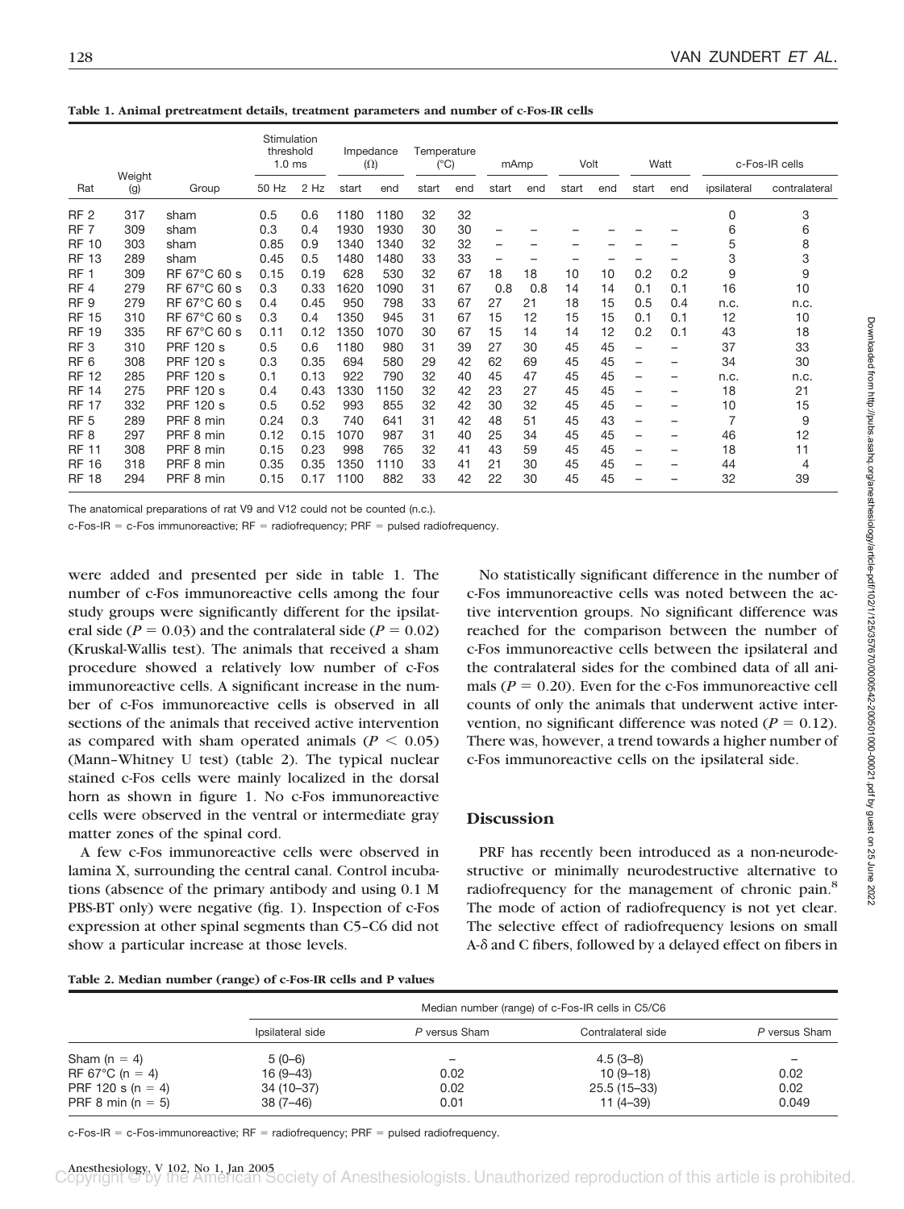**Table 1. Animal pretreatment details, treatment parameters and number of c-Fos-IR cells**

| Rat | Weight (g) | Group | Stimulation threshold 1.0 ms | | Impedance (Ω) | | Temperature (°C) | | mAmp | | Volt | | Watt | | c-Fos-IR cells | |
|---|---|---|---|---|---|---|---|---|---|---|---|---|---|---|---|---|
| | | | 50 Hz | 2 Hz | start | end | start | end | start | end | start | end | start | end | ipsilateral | contralateral |
| RF 2 | 317 | sham | 0.5 | 0.6 | 1180 | 1180 | 32 | 32 | | | | | | | 0 | 3 |
| RF 7 | 309 | sham | 0.3 | 0.4 | 1930 | 1930 | 30 | 30 | – | – | – | – | – | – | 6 | 6 |
| RF 10 | 303 | sham | 0.85 | 0.9 | 1340 | 1340 | 32 | 32 | – | – | – | – | – | – | 5 | 8 |
| RF 13 | 289 | sham | 0.45 | 0.5 | 1480 | 1480 | 33 | 33 | – | – | – | – | – | – | 3 | 3 |
| RF 1 | 309 | RF 67°C 60 s | 0.15 | 0.19 | 628 | 530 | 32 | 67 | 18 | 18 | 10 | 10 | 0.2 | 0.2 | 9 | 9 |
| RF 4 | 279 | RF 67°C 60 s | 0.3 | 0.33 | 1620 | 1090 | 31 | 67 | 0.8 | 0.8 | 14 | 14 | 0.1 | 0.1 | 16 | 10 |
| RF 9 | 279 | RF 67°C 60 s | 0.4 | 0.45 | 950 | 798 | 33 | 67 | 27 | 21 | 18 | 15 | 0.5 | 0.4 | n.c. | n.c. |
| RF 15 | 310 | RF 67°C 60 s | 0.3 | 0.4 | 1350 | 945 | 31 | 67 | 15 | 12 | 15 | 15 | 0.1 | 0.1 | 12 | 10 |
| RF 19 | 335 | RF 67°C 60 s | 0.11 | 0.12 | 1350 | 1070 | 30 | 67 | 15 | 14 | 14 | 12 | 0.2 | 0.1 | 43 | 18 |
| RF 3 | 310 | PRF 120 s | 0.5 | 0.6 | 1180 | 980 | 31 | 39 | 27 | 30 | 45 | 45 | – | – | 37 | 33 |
| RF 6 | 308 | PRF 120 s | 0.3 | 0.35 | 694 | 580 | 29 | 42 | 62 | 69 | 45 | 45 | – | – | 34 | 30 |
| RF 12 | 285 | PRF 120 s | 0.1 | 0.13 | 922 | 790 | 32 | 40 | 45 | 47 | 45 | 45 | – | – | n.c. | n.c. |
| RF 14 | 275 | PRF 120 s | 0.4 | 0.43 | 1330 | 1150 | 32 | 42 | 23 | 27 | 45 | 45 | – | – | 18 | 21 |
| RF 17 | 332 | PRF 120 s | 0.5 | 0.52 | 993 | 855 | 32 | 42 | 30 | 32 | 45 | 45 | – | – | 10 | 15 |
| RF 5 | 289 | PRF 8 min | 0.24 | 0.3 | 740 | 641 | 31 | 42 | 48 | 51 | 45 | 43 | – | – | 7 | 9 |
| RF 8 | 297 | PRF 8 min | 0.12 | 0.15 | 1070 | 987 | 31 | 40 | 25 | 34 | 45 | 45 | – | – | 46 | 12 |
| RF 11 | 308 | PRF 8 min | 0.15 | 0.23 | 998 | 765 | 32 | 41 | 43 | 59 | 45 | 45 | – | – | 18 | 11 |
| RF 16 | 318 | PRF 8 min | 0.35 | 0.35 | 1350 | 1110 | 33 | 41 | 21 | 30 | 45 | 45 | – | – | 44 | 4 |
| RF 18 | 294 | PRF 8 min | 0.15 | 0.17 | 1100 | 882 | 33 | 42 | 22 | 30 | 45 | 45 | – | – | 32 | 39 |

The anatomical preparations of rat V9 and V12 could not be counted (n.c.).

c-Fos-IR = c-Fos immunoreactive; RF = radiofrequency; PRF = pulsed radiofrequency.

were added and presented per side in table 1. The number of c-Fos immunoreactive cells among the four study groups were significantly different for the ipsilateral side ($P = 0.03$) and the contralateral side ($P = 0.02$) (Kruskal-Wallis test). The animals that received a sham procedure showed a relatively low number of c-Fos immunoreactive cells. A significant increase in the number of c-Fos immunoreactive cells is observed in all sections of the animals that received active intervention as compared with sham operated animals ($P < 0.05$) (Mann–Whitney U test) (table 2). The typical nuclear stained c-Fos cells were mainly localized in the dorsal horn as shown in figure 1. No c-Fos immunoreactive cells were observed in the ventral or intermediate gray matter zones of the spinal cord.

A few c-Fos immunoreactive cells were observed in lamina X, surrounding the central canal. Control incubations (absence of the primary antibody and using 0.1 M PBS-BT only) were negative (fig. 1). Inspection of c-Fos expression at other spinal segments than C5–C6 did not show a particular increase at those levels.

No statistically significant difference in the number of c-Fos immunoreactive cells was noted between the active intervention groups. No significant difference was reached for the comparison between the number of c-Fos immunoreactive cells between the ipsilateral and the contralateral sides for the combined data of all animals ($P = 0.20$). Even for the c-Fos immunoreactive cell counts of only the animals that underwent active intervention, no significant difference was noted ($P = 0.12$). There was, however, a trend towards a higher number of c-Fos immunoreactive cells on the ipsilateral side.

## Discussion

PRF has recently been introduced as a non-neurodestructive or minimally neurodestructive alternative to radiofrequency for the management of chronic pain.[8] The mode of action of radiofrequency is not yet clear. The selective effect of radiofrequency lesions on small A-δ and C fibers, followed by a delayed effect on fibers in

**Table 2. Median number (range) of c-Fos-IR cells and P values**

| | Median number (range) of c-Fos-IR cells in C5/C6 | | | |
|---|---|---|---|---|
| | Ipsilateral side | *P* versus Sham | Contralateral side | *P* versus Sham |
| Sham (n = 4) | 5 (0–6) | – | 4.5 (3–8) | – |
| RF 67°C (n = 4) | 16 (9–43) | 0.02 | 10 (9–18) | 0.02 |
| PRF 120 s (n = 4) | 34 (10–37) | 0.02 | 25.5 (15–33) | 0.02 |
| PRF 8 min (n = 5) | 38 (7–46) | 0.01 | 11 (4–39) | 0.049 |

c-Fos-IR = c-Fos-immunoreactive; RF = radiofrequency; PRF = pulsed radiofrequency.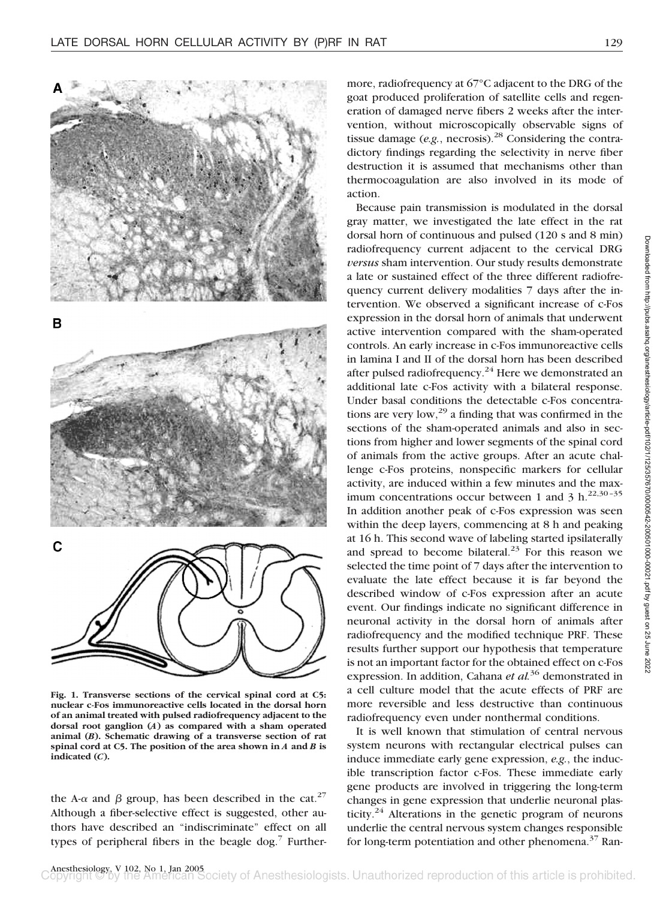Fig. 1. Transverse sections of the cervical spinal cord at C5: nuclear c-Fos immunoreactive cells located in the dorsal horn of an animal treated with pulsed radiofrequency adjacent to the dorsal root ganglion (*A*) as compared with a sham operated animal (*B*). Schematic drawing of a transverse section of rat spinal cord at C5. The position of the area shown in *A* and *B* is indicated (*C*).

the A-$\alpha$ and $\beta$ group, has been described in the cat.[27] Although a fiber-selective effect is suggested, other authors have described an "indiscriminate" effect on all types of peripheral fibers in the beagle dog.[7] Furthermore, radiofrequency at 67°C adjacent to the DRG of the goat produced proliferation of satellite cells and regeneration of damaged nerve fibers 2 weeks after the intervention, without microscopically observable signs of tissue damage (*e.g.*, necrosis).[28] Considering the contradictory findings regarding the selectivity in nerve fiber destruction it is assumed that mechanisms other than thermocoagulation are also involved in its mode of action.

Because pain transmission is modulated in the dorsal gray matter, we investigated the late effect in the rat dorsal horn of continuous and pulsed (120 s and 8 min) radiofrequency current adjacent to the cervical DRG *versus* sham intervention. Our study results demonstrate a late or sustained effect of the three different radiofrequency current delivery modalities 7 days after the intervention. We observed a significant increase of c-Fos expression in the dorsal horn of animals that underwent active intervention compared with the sham-operated controls. An early increase in c-Fos immunoreactive cells in lamina I and II of the dorsal horn has been described after pulsed radiofrequency.[24] Here we demonstrated an additional late c-Fos activity with a bilateral response. Under basal conditions the detectable c-Fos concentrations are very low,[29] a finding that was confirmed in the sections of the sham-operated animals and also in sections from higher and lower segments of the spinal cord of animals from the active groups. After an acute challenge c-Fos proteins, nonspecific markers for cellular activity, are induced within a few minutes and the maximum concentrations occur between 1 and 3 h.[22,30–35] In addition another peak of c-Fos expression was seen within the deep layers, commencing at 8 h and peaking at 16 h. This second wave of labeling started ipsilaterally and spread to become bilateral.[23] For this reason we selected the time point of 7 days after the intervention to evaluate the late effect because it is far beyond the described window of c-Fos expression after an acute event. Our findings indicate no significant difference in neuronal activity in the dorsal horn of animals after radiofrequency and the modified technique PRF. These results further support our hypothesis that temperature is not an important factor for the obtained effect on c-Fos expression. In addition, Cahana *et al.*[36] demonstrated in a cell culture model that the acute effects of PRF are more reversible and less destructive than continuous radiofrequency even under nonthermal conditions.

It is well known that stimulation of central nervous system neurons with rectangular electrical pulses can induce immediate early gene expression, *e.g.*, the inducible transcription factor c-Fos. These immediate early gene products are involved in triggering the long-term changes in gene expression that underlie neuronal plasticity.[24] Alterations in the genetic program of neurons underlie the central nervous system changes responsible for long-term potentiation and other phenomena.[37] Ran-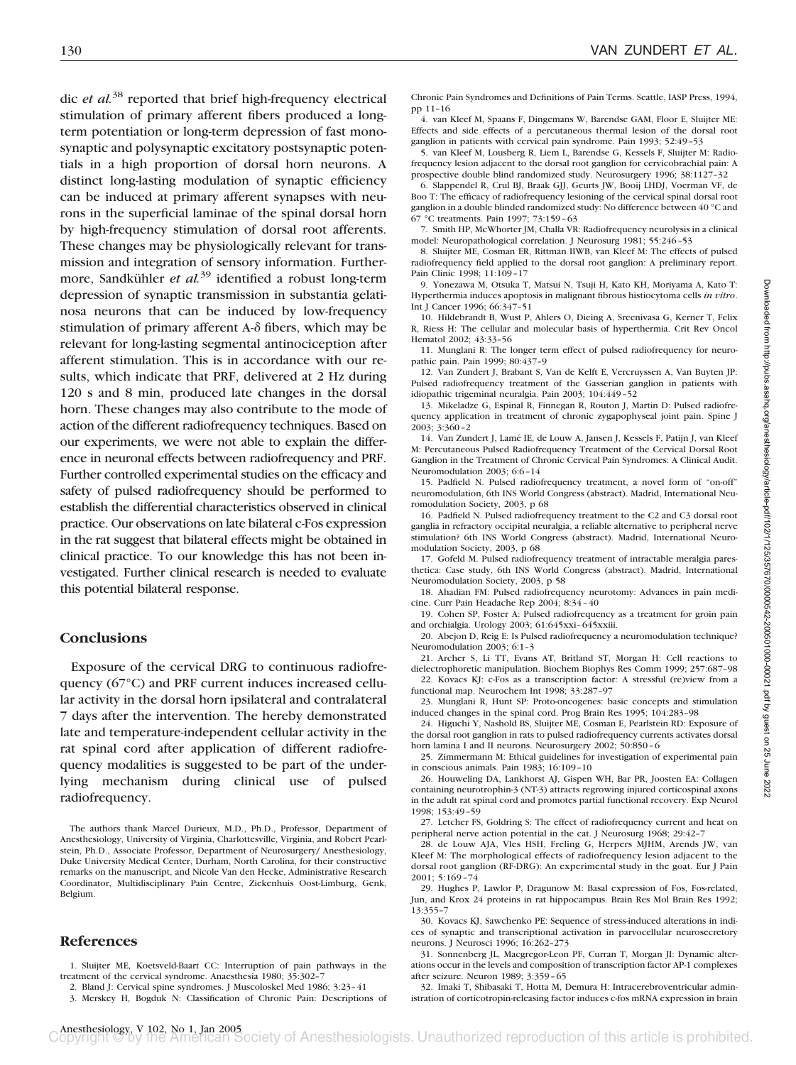dic *et al.*[38] reported that brief high-frequency electrical stimulation of primary afferent fibers produced a long-term potentiation or long-term depression of fast monosynaptic and polysynaptic excitatory postsynaptic potentials in a high proportion of dorsal horn neurons. A distinct long-lasting modulation of synaptic efficiency can be induced at primary afferent synapses with neurons in the superficial laminae of the spinal dorsal horn by high-frequency stimulation of dorsal root afferents. These changes may be physiologically relevant for transmission and integration of sensory information. Furthermore, Sandkühler *et al.*[39] identified a robust long-term depression of synaptic transmission in substantia gelatinosa neurons that can be induced by low-frequency stimulation of primary afferent A-δ fibers, which may be relevant for long-lasting segmental antinociception after afferent stimulation. This is in accordance with our results, which indicate that PRF, delivered at 2 Hz during 120 s and 8 min, produced late changes in the dorsal horn. These changes may also contribute to the mode of action of the different radiofrequency techniques. Based on our experiments, we were not able to explain the difference in neuronal effects between radiofrequency and PRF. Further controlled experimental studies on the efficacy and safety of pulsed radiofrequency should be performed to establish the differential characteristics observed in clinical practice. Our observations on late bilateral c-Fos expression in the rat suggest that bilateral effects might be obtained in clinical practice. To our knowledge this has not been investigated. Further clinical research is needed to evaluate this potential bilateral response.

## Conclusions

Exposure of the cervical DRG to continuous radiofrequency (67°C) and PRF current induces increased cellular activity in the dorsal horn ipsilateral and contralateral 7 days after the intervention. The hereby demonstrated late and temperature-independent cellular activity in the rat spinal cord after application of different radiofrequency modalities is suggested to be part of the underlying mechanism during clinical use of pulsed radiofrequency.

The authors thank Marcel Durieux, M.D., Ph.D., Professor, Department of Anesthesiology, University of Virginia, Charlottesville, Virginia, and Robert Pearlstein, Ph.D., Associate Professor, Department of Neurosurgery/Anesthesiology, Duke University Medical Center, Durham, North Carolina, for their constructive remarks on the manuscript, and Nicole Van den Hecke, Administrative Research Coordinator, Multidisciplinary Pain Centre, Ziekenhuis Oost-Limburg, Genk, Belgium.

## References

1. Sluijter ME, Koetsveld-Baart CC: Interruption of pain pathways in the treatment of the cervical syndrome. Anaesthesia 1980; 35:302–7
2. Bland J: Cervical spine syndromes. J Muscoloskel Med 1986; 3:23–41
3. Merskey H, Bogduk N: Classification of Chronic Pain: Descriptions of Chronic Pain Syndromes and Definitions of Pain Terms. Seattle, IASP Press, 1994, pp 11–16
4. van Kleef M, Spaans F, Dingemans W, Barendse GAM, Floor E, Sluijter ME: Effects and side effects of a percutaneous thermal lesion of the dorsal root ganglion in patients with cervical pain syndrome. Pain 1993; 52:49–53
5. van Kleef M, Lousberg R, Liem L, Barendse G, Kessels F, Sluijter M: Radiofrequency lesion adjacent to the dorsal root ganglion for cervicobrachial pain: A prospective double blind randomized study. Neurosurgery 1996; 38:1127–32
6. Slappendel R, Crul BJ, Braak GJJ, Geurts JW, Booij LHDJ, Voerman VF, de Boo T: The efficacy of radiofrequency lesioning of the cervical spinal dorsal root ganglion in a double blinded randomized study: No difference between 40 °C and 67 °C treatments. Pain 1997; 73:159–63
7. Smith HP, McWhorter JM, Challa VR: Radiofrequency neurolysis in a clinical model: Neuropathological correlation. J Neurosurg 1981; 55:246–53
8. Sluijter ME, Cosman ER, Rittman IIWB, van Kleef M: The effects of pulsed radiofrequency field applied to the dorsal root ganglion: A preliminary report. Pain Clinic 1998; 11:109–17
9. Yonezawa M, Otsuka T, Matsui N, Tsuji H, Kato KH, Moriyama A, Kato T: Hyperthermia induces apoptosis in malignant fibrous histiocytoma cells *in vitro*. Int J Cancer 1996; 66:347–51
10. Hildebrandt B, Wust P, Ahlers O, Dieing A, Sreenivasa G, Kerner T, Felix R, Riess H: The cellular and molecular basis of hyperthermia. Crit Rev Oncol Hematol 2002; 43:33–56
11. Munglani R: The longer term effect of pulsed radiofrequency for neuropathic pain. Pain 1999; 80:437–9
12. Van Zundert J, Brabant S, Van de Kelft E, Vercruyssen A, Van Buyten JP: Pulsed radiofrequency treatment of the Gasserian ganglion in patients with idiopathic trigeminal neuralgia. Pain 2003; 104:449–52
13. Mikeladze G, Espinal R, Finnegan R, Routon J, Martin D: Pulsed radiofrequency application in treatment of chronic zygapophyseal joint pain. Spine J 2003; 3:360–2
14. Van Zundert J, Lamé IE, de Louw A, Jansen J, Kessels F, Patijn J, van Kleef M: Percutaneous Pulsed Radiofrequency Treatment of the Cervical Dorsal Root Ganglion in the Treatment of Chronic Cervical Pain Syndromes: A Clinical Audit. Neuromodulation 2003; 6:6–14
15. Padfield N. Pulsed radiofrequency treatment, a novel form of "on-off" neuromodulation, 6th INS World Congress (abstract). Madrid, International Neuromodulation Society, 2003, p 68
16. Padfield N. Pulsed radiofrequency treatment to the C2 and C3 dorsal root ganglia in refractory occipital neuralgia, a reliable alternative to peripheral nerve stimulation? 6th INS World Congress (abstract). Madrid, International Neuromodulation Society, 2003, p 68
17. Gofeld M. Pulsed radiofrequency treatment of intractable meralgia paresthetica: Case study, 6th INS World Congress (abstract). Madrid, International Neuromodulation Society, 2003, p 58
18. Ahadian FM: Pulsed radiofrequency neurotomy: Advances in pain medicine. Curr Pain Headache Rep 2004; 8:34–40
19. Cohen SP, Foster A: Pulsed radiofrequency as a treatment for groin pain and orchialgia. Urology 2003; 61:645xxi–645xxiii.
20. Abejon D, Reig E: Is Pulsed radiofrequency a neuromodulation technique? Neuromodulation 2003; 6:1–3
21. Archer S, Li TT, Evans AT, Britland ST, Morgan H: Cell reactions to dielectrophoretic manipulation. Biochem Biophys Res Comm 1999; 257:687–98
22. Kovacs KJ: c-Fos as a transcription factor: A stressful (re)view from a functional map. Neurochem Int 1998; 33:287–97
23. Munglani R, Hunt SP: Proto-oncogenes: basic concepts and stimulation induced changes in the spinal cord. Prog Brain Res 1995; 104:283–98
24. Higuchi Y, Nashold BS, Sluijter ME, Cosman E, Pearlstein RD: Exposure of the dorsal root ganglion in rats to pulsed radiofrequency currents activates dorsal horn lamina I and II neurons. Neurosurgery 2002; 50:850–6
25. Zimmermann M: Ethical guidelines for investigation of experimental pain in conscious animals. Pain 1983; 16:109–10
26. Houweling DA, Lankhorst AJ, Gispen WH, Bar PR, Joosten EA: Collagen containing neurotrophin-3 (NT-3) attracts regrowing injured corticospinal axons in the adult rat spinal cord and promotes partial functional recovery. Exp Neurol 1998; 153:49–59
27. Letcher FS, Goldring S: The effect of radiofrequency current and heat on peripheral nerve action potential in the cat. J Neurosurg 1968; 29:42–7
28. de Louw AJA, Vles HSH, Freling G, Herpers MJHM, Arends JW, van Kleef M: The morphological effects of radiofrequency lesion adjacent to the dorsal root ganglion (RF-DRG): An experimental study in the goat. Eur J Pain 2001; 5:169–74
29. Hughes P, Lawlor P, Dragunow M: Basal expression of Fos, Fos-related, Jun, and Krox 24 proteins in rat hippocampus. Brain Res Mol Brain Res 1992; 13:355–7
30. Kovacs KJ, Sawchenko PE: Sequence of stress-induced alterations in indices of synaptic and transcriptional activation in parvocellular neurosecretory neurons. J Neurosci 1996; 16:262–273
31. Sonnenberg JL, Macgregor-Leon PF, Curran T, Morgan JI: Dynamic alterations occur in the levels and composition of transcription factor AP-1 complexes after seizure. Neuron 1989; 3:359–65
32. Imaki T, Shibasaki T, Hotta M, Demura H: Intracerebroventricular administration of corticotropin-releasing factor induces c-fos mRNA expression in brain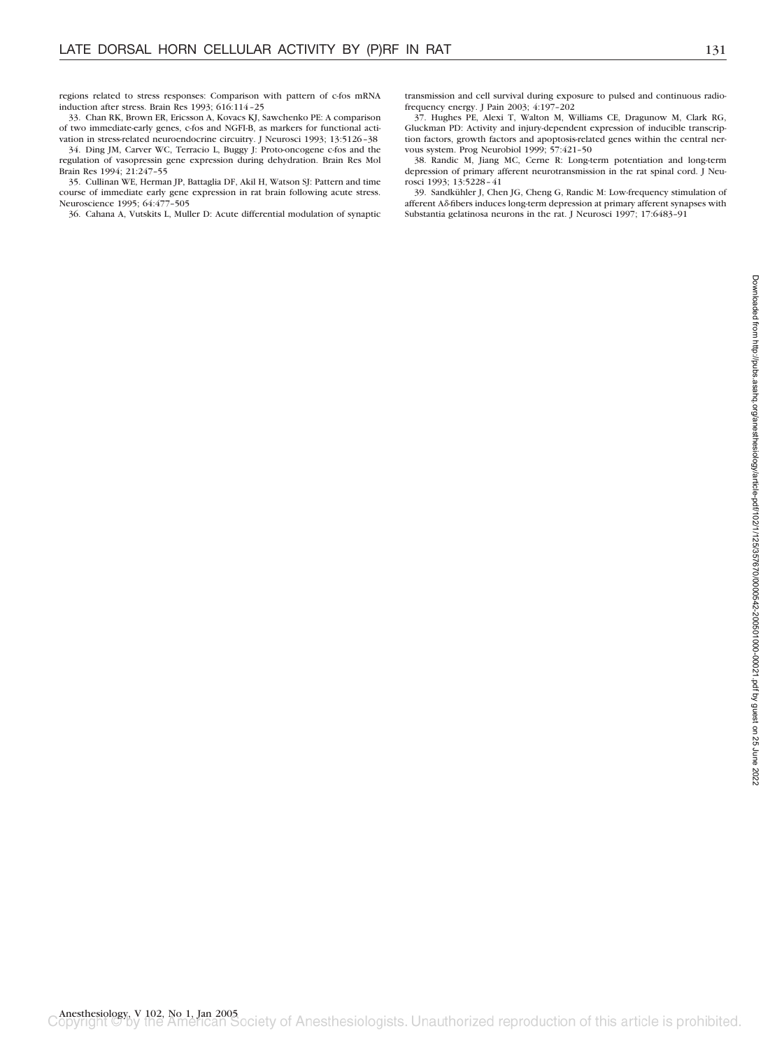regions related to stress responses: Comparison with pattern of c-fos mRNA induction after stress. Brain Res 1993; 616:114–25

33. Chan RK, Brown ER, Ericsson A, Kovacs KJ, Sawchenko PE: A comparison of two immediate-early genes, c-fos and NGFI-B, as markers for functional activation in stress-related neuroendocrine circuitry. J Neurosci 1993; 13:5126–38

34. Ding JM, Carver WC, Terracio L, Buggy J: Proto-oncogene c-fos and the regulation of vasopressin gene expression during dehydration. Brain Res Mol Brain Res 1994; 21:247–55

35. Cullinan WE, Herman JP, Battaglia DF, Akil H, Watson SJ: Pattern and time course of immediate early gene expression in rat brain following acute stress. Neuroscience 1995; 64:477–505

36. Cahana A, Vutskits L, Muller D: Acute differential modulation of synaptic transmission and cell survival during exposure to pulsed and continuous radiofrequency energy. J Pain 2003; 4:197–202

37. Hughes PE, Alexi T, Walton M, Williams CE, Dragunow M, Clark RG, Gluckman PD: Activity and injury-dependent expression of inducible transcription factors, growth factors and apoptosis-related genes within the central nervous system. Prog Neurobiol 1999; 57:421–50

38. Randic M, Jiang MC, Cerne R: Long-term potentiation and long-term depression of primary afferent neurotransmission in the rat spinal cord. J Neurosci 1993; 13:5228–41

39. Sandkühler J, Chen JG, Cheng G, Randic M: Low-frequency stimulation of afferent Aδ-fibers induces long-term depression at primary afferent synapses with Substantia gelatinosa neurons in the rat. J Neurosci 1997; 17:6483–91